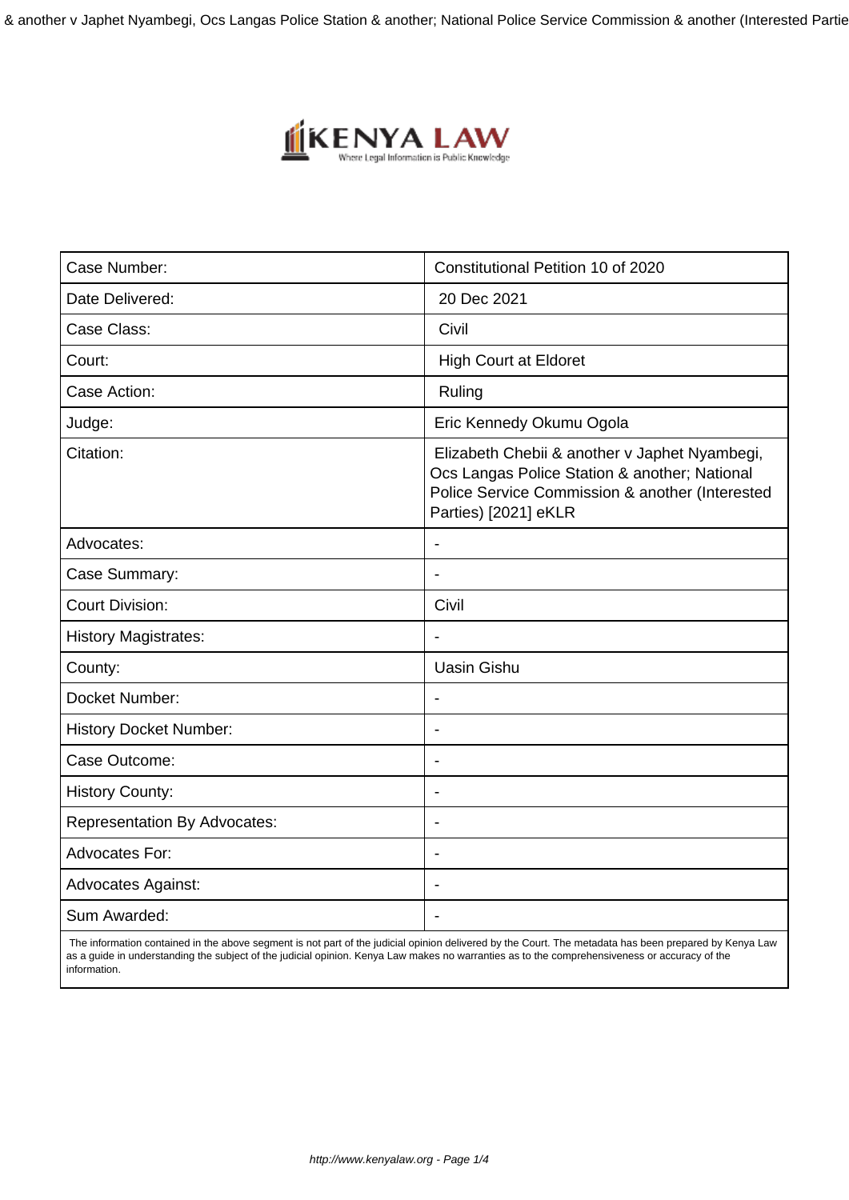| Case Number: | Constitutional Petition 10 of 2020 |
| --- | --- |
| Date Delivered: | 20 Dec 2021 |
| Case Class: | Civil |
| Court: | High Court at Eldoret |
| Case Action: | Ruling |
| Judge: | Eric Kennedy Okumu Ogola |
| Citation: | Elizabeth Chebii & another v Japhet Nyambegi, Ocs Langas Police Station & another; National Police Service Commission & another (Interested Parties) [2021] eKLR |
| Advocates: | - |
| Case Summary: | - |
| Court Division: | Civil |
| History Magistrates: | - |
| County: | Uasin Gishu |
| Docket Number: | - |
| History Docket Number: | - |
| Case Outcome: | - |
| History County: | - |
| Representation By Advocates: | - |
| Advocates For: | - |
| Advocates Against: | - |
| Sum Awarded: | - |

The information contained in the above segment is not part of the judicial opinion delivered by the Court. The metadata has been prepared by Kenya Law as a guide in understanding the subject of the judicial opinion. Kenya Law makes no warranties as to the comprehensiveness or accuracy of the information.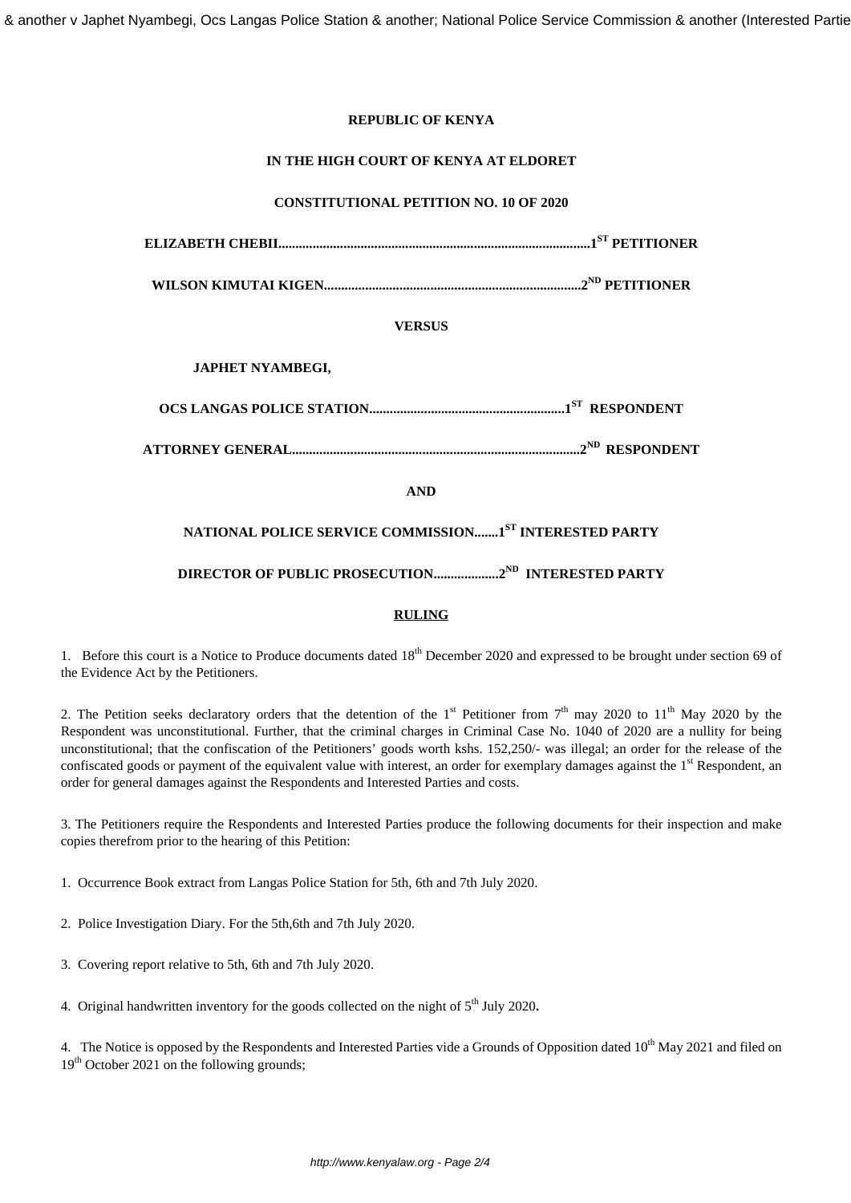**REPUBLIC OF KENYA**

**IN THE HIGH COURT OF KENYA AT ELDORET**

**CONSTITUTIONAL PETITION NO. 10 OF 2020**

**ELIZABETH CHEBII.........................................................................................1ST PETITIONER**

**WILSON KIMUTAI KIGEN..........................................................................2ND PETITIONER**

**VERSUS**

**JAPHET NYAMBEGI,**

**OCS LANGAS POLICE STATION........................................................1ST RESPONDENT**

**ATTORNEY GENERAL...................................................................................2ND RESPONDENT**

**AND**

**NATIONAL POLICE SERVICE COMMISSION.......1ST INTERESTED PARTY**

**DIRECTOR OF PUBLIC PROSECUTION..................2ND INTERESTED PARTY**

**RULING**

1. Before this court is a Notice to Produce documents dated 18th December 2020 and expressed to be brought under section 69 of the Evidence Act by the Petitioners.

2. The Petition seeks declaratory orders that the detention of the 1st Petitioner from 7th may 2020 to 11th May 2020 by the Respondent was unconstitutional. Further, that the criminal charges in Criminal Case No. 1040 of 2020 are a nullity for being unconstitutional; that the confiscation of the Petitioners' goods worth kshs. 152,250/- was illegal; an order for the release of the confiscated goods or payment of the equivalent value with interest, an order for exemplary damages against the 1st Respondent, an order for general damages against the Respondents and Interested Parties and costs.

3. The Petitioners require the Respondents and Interested Parties produce the following documents for their inspection and make copies therefrom prior to the hearing of this Petition:

1. Occurrence Book extract from Langas Police Station for 5th, 6th and 7th July 2020.

2. Police Investigation Diary. For the 5th,6th and 7th July 2020.

3. Covering report relative to 5th, 6th and 7th July 2020.

4. Original handwritten inventory for the goods collected on the night of 5th July 2020**.**

4. The Notice is opposed by the Respondents and Interested Parties vide a Grounds of Opposition dated 10th May 2021 and filed on 19th October 2021 on the following grounds;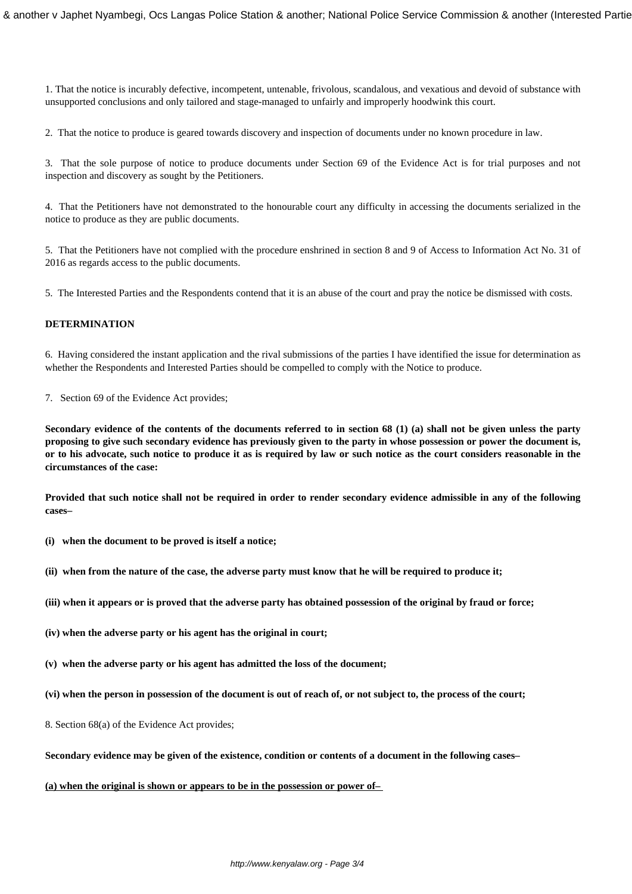1. That the notice is incurably defective, incompetent, untenable, frivolous, scandalous, and vexatious and devoid of substance with unsupported conclusions and only tailored and stage-managed to unfairly and improperly hoodwink this court.

2. That the notice to produce is geared towards discovery and inspection of documents under no known procedure in law.

3. That the sole purpose of notice to produce documents under Section 69 of the Evidence Act is for trial purposes and not inspection and discovery as sought by the Petitioners.

4. That the Petitioners have not demonstrated to the honourable court any difficulty in accessing the documents serialized in the notice to produce as they are public documents.

5. That the Petitioners have not complied with the procedure enshrined in section 8 and 9 of Access to Information Act No. 31 of 2016 as regards access to the public documents.

5. The Interested Parties and the Respondents contend that it is an abuse of the court and pray the notice be dismissed with costs.

**DETERMINATION**

6. Having considered the instant application and the rival submissions of the parties I have identified the issue for determination as whether the Respondents and Interested Parties should be compelled to comply with the Notice to produce.

7. Section 69 of the Evidence Act provides;

**Secondary evidence of the contents of the documents referred to in section 68 (1) (a) shall not be given unless the party proposing to give such secondary evidence has previously given to the party in whose possession or power the document is, or to his advocate, such notice to produce it as is required by law or such notice as the court considers reasonable in the circumstances of the case:**

**Provided that such notice shall not be required in order to render secondary evidence admissible in any of the following cases–**

**(i) when the document to be proved is itself a notice;**

**(ii) when from the nature of the case, the adverse party must know that he will be required to produce it;**

**(iii) when it appears or is proved that the adverse party has obtained possession of the original by fraud or force;**

**(iv) when the adverse party or his agent has the original in court;**

**(v) when the adverse party or his agent has admitted the loss of the document;**

**(vi) when the person in possession of the document is out of reach of, or not subject to, the process of the court;**

8. Section 68(a) of the Evidence Act provides;

**Secondary evidence may be given of the existence, condition or contents of a document in the following cases–**

**(a) when the original is shown or appears to be in the possession or power of–**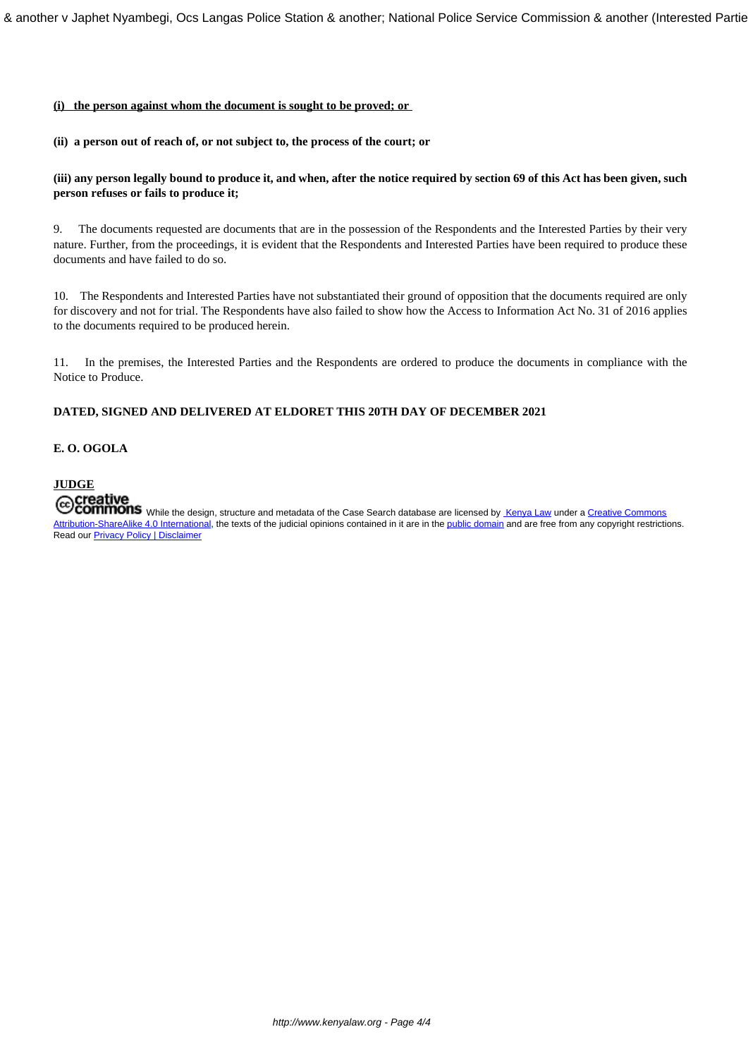**(i) the person against whom the document is sought to be proved; or**

**(ii) a person out of reach of, or not subject to, the process of the court; or**

**(iii) any person legally bound to produce it, and when, after the notice required by section 69 of this Act has been given, such person refuses or fails to produce it;**

9. The documents requested are documents that are in the possession of the Respondents and the Interested Parties by their very nature. Further, from the proceedings, it is evident that the Respondents and Interested Parties have been required to produce these documents and have failed to do so.

10. The Respondents and Interested Parties have not substantiated their ground of opposition that the documents required are only for discovery and not for trial. The Respondents have also failed to show how the Access to Information Act No. 31 of 2016 applies to the documents required to be produced herein.

11. In the premises, the Interested Parties and the Respondents are ordered to produce the documents in compliance with the Notice to Produce.

**DATED, SIGNED AND DELIVERED AT ELDORET THIS 20TH DAY OF DECEMBER 2021**

**E. O. OGOLA**

**JUDGE**

While the design, structure and metadata of the Case Search database are licensed by Kenya Law under a Creative Commons Attribution-ShareAlike 4.0 International, the texts of the judicial opinions contained in it are in the public domain and are free from any copyright restrictions. Read our Privacy Policy | Disclaimer